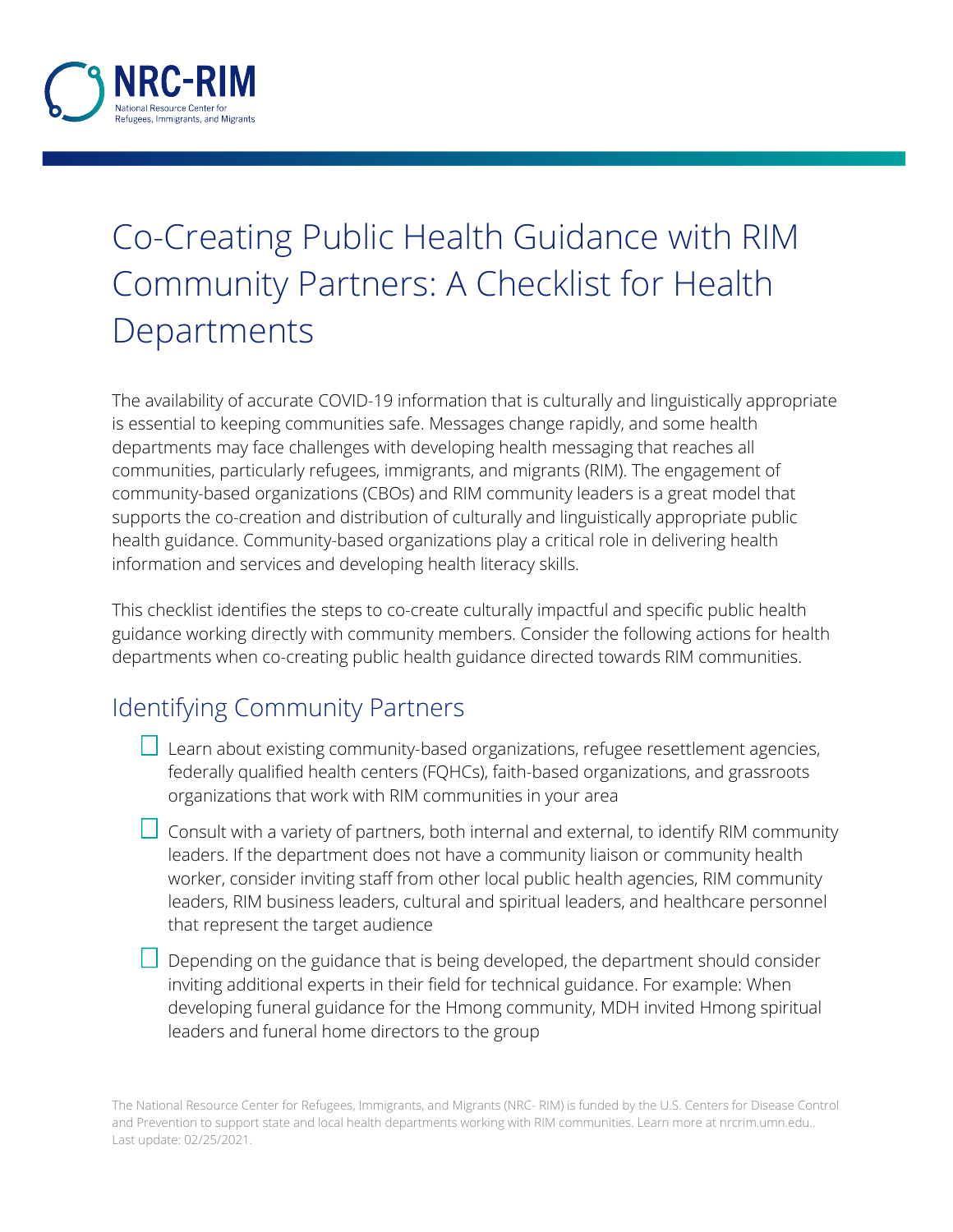NRC-RIM

National Resource Center for Refugees, Immigrants, and Migrants

# Co-Creating Public Health Guidance with RIM Community Partners: A Checklist for Health Departments

The availability of accurate COVID-19 information that is culturally and linguistically appropriate is essential to keeping communities safe. Messages change rapidly, and some health departments may face challenges with developing health messaging that reaches all communities, particularly refugees, immigrants, and migrants (RIM). The engagement of community-based organizations (CBOs) and RIM community leaders is a great model that supports the co-creation and distribution of culturally and linguistically appropriate public health guidance. Community-based organizations play a critical role in delivering health information and services and developing health literacy skills.

This checklist identifies the steps to co-create culturally impactful and specific public health guidance working directly with community members. Consider the following actions for health departments when co-creating public health guidance directed towards RIM communities.

## Identifying Community Partners

- [ ] Learn about existing community-based organizations, refugee resettlement agencies, federally qualified health centers (FQHCs), faith-based organizations, and grassroots organizations that work with RIM communities in your area
- [ ] Consult with a variety of partners, both internal and external, to identify RIM community leaders. If the department does not have a community liaison or community health worker, consider inviting staff from other local public health agencies, RIM community leaders, RIM business leaders, cultural and spiritual leaders, and healthcare personnel that represent the target audience
- [ ] Depending on the guidance that is being developed, the department should consider inviting additional experts in their field for technical guidance. For example: When developing funeral guidance for the Hmong community, MDH invited Hmong spiritual leaders and funeral home directors to the group

The National Resource Center for Refugees, Immigrants, and Migrants (NRC- RIM) is funded by the U.S. Centers for Disease Control and Prevention to support state and local health departments working with RIM communities. Learn more at nrcrim.umn.edu.. Last update: 02/25/2021.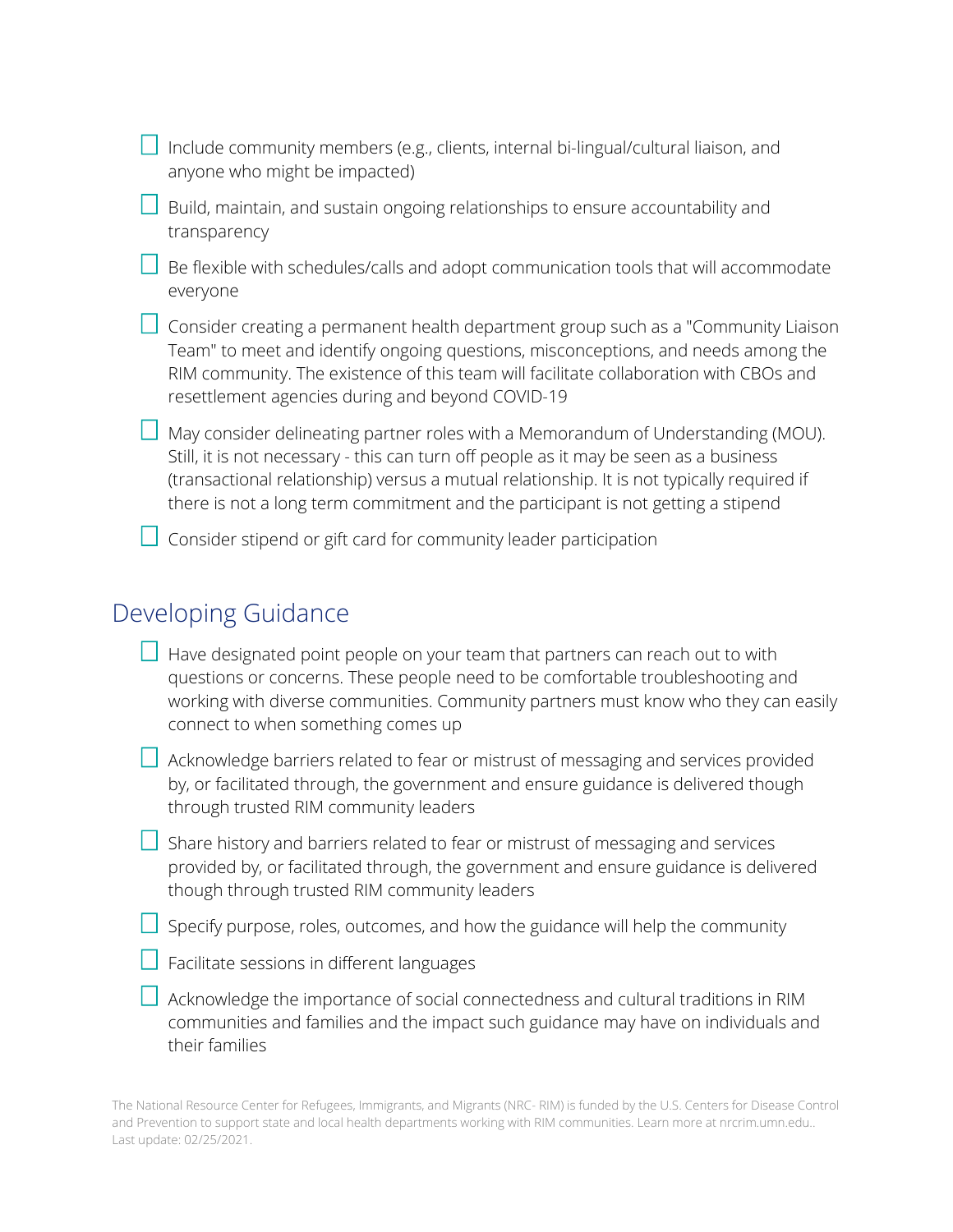- [ ] Include community members (e.g., clients, internal bi-lingual/cultural liaison, and anyone who might be impacted)
- [ ] Build, maintain, and sustain ongoing relationships to ensure accountability and transparency
- [ ] Be flexible with schedules/calls and adopt communication tools that will accommodate everyone
- [ ] Consider creating a permanent health department group such as a "Community Liaison Team" to meet and identify ongoing questions, misconceptions, and needs among the RIM community. The existence of this team will facilitate collaboration with CBOs and resettlement agencies during and beyond COVID-19
- [ ] May consider delineating partner roles with a Memorandum of Understanding (MOU). Still, it is not necessary - this can turn off people as it may be seen as a business (transactional relationship) versus a mutual relationship. It is not typically required if there is not a long term commitment and the participant is not getting a stipend
- [ ] Consider stipend or gift card for community leader participation

## Developing Guidance

- [ ] Have designated point people on your team that partners can reach out to with questions or concerns. These people need to be comfortable troubleshooting and working with diverse communities. Community partners must know who they can easily connect to when something comes up
- [ ] Acknowledge barriers related to fear or mistrust of messaging and services provided by, or facilitated through, the government and ensure guidance is delivered though through trusted RIM community leaders
- [ ] Share history and barriers related to fear or mistrust of messaging and services provided by, or facilitated through, the government and ensure guidance is delivered though through trusted RIM community leaders
- [ ] Specify purpose, roles, outcomes, and how the guidance will help the community
- [ ] Facilitate sessions in different languages
- [ ] Acknowledge the importance of social connectedness and cultural traditions in RIM communities and families and the impact such guidance may have on individuals and their families

The National Resource Center for Refugees, Immigrants, and Migrants (NRC- RIM) is funded by the U.S. Centers for Disease Control and Prevention to support state and local health departments working with RIM communities. Learn more at nrcrim.umn.edu.. Last update: 02/25/2021.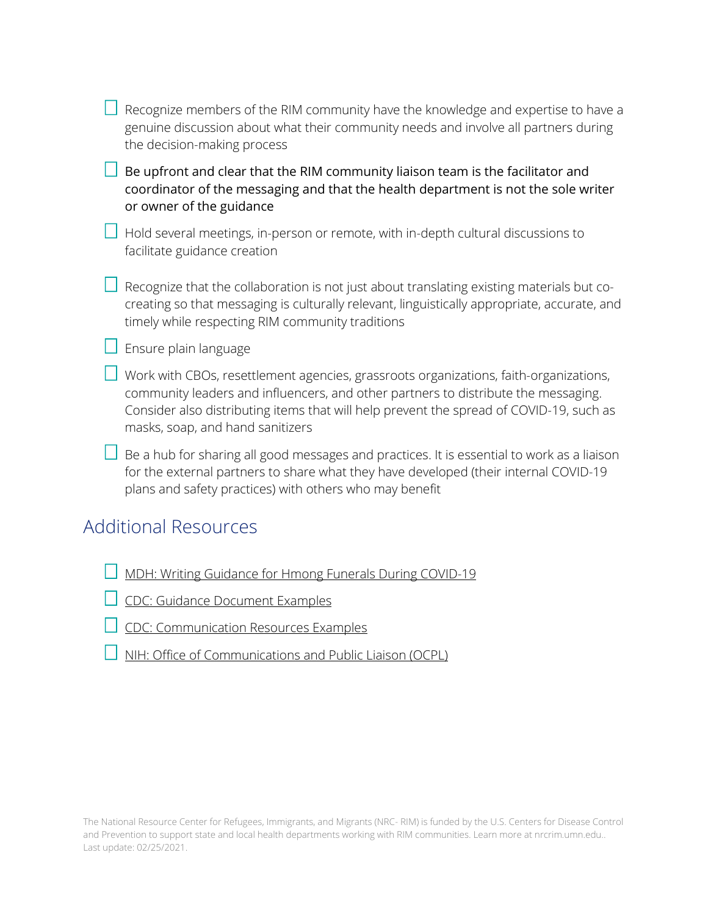- [ ] Recognize members of the RIM community have the knowledge and expertise to have a genuine discussion about what their community needs and involve all partners during the decision-making process
- [ ] Be upfront and clear that the RIM community liaison team is the facilitator and coordinator of the messaging and that the health department is not the sole writer or owner of the guidance
- [ ] Hold several meetings, in-person or remote, with in-depth cultural discussions to facilitate guidance creation
- [ ] Recognize that the collaboration is not just about translating existing materials but co-creating so that messaging is culturally relevant, linguistically appropriate, accurate, and timely while respecting RIM community traditions
- [ ] Ensure plain language
- [ ] Work with CBOs, resettlement agencies, grassroots organizations, faith-organizations, community leaders and influencers, and other partners to distribute the messaging. Consider also distributing items that will help prevent the spread of COVID-19, such as masks, soap, and hand sanitizers
- [ ] Be a hub for sharing all good messages and practices. It is essential to work as a liaison for the external partners to share what they have developed (their internal COVID-19 plans and safety practices) with others who may benefit

## Additional Resources

- [ ] MDH: Writing Guidance for Hmong Funerals During COVID-19
- [ ] CDC: Guidance Document Examples
- [ ] CDC: Communication Resources Examples
- [ ] NIH: Office of Communications and Public Liaison (OCPL)

The National Resource Center for Refugees, Immigrants, and Migrants (NRC- RIM) is funded by the U.S. Centers for Disease Control and Prevention to support state and local health departments working with RIM communities. Learn more at nrcrim.umn.edu.. Last update: 02/25/2021.